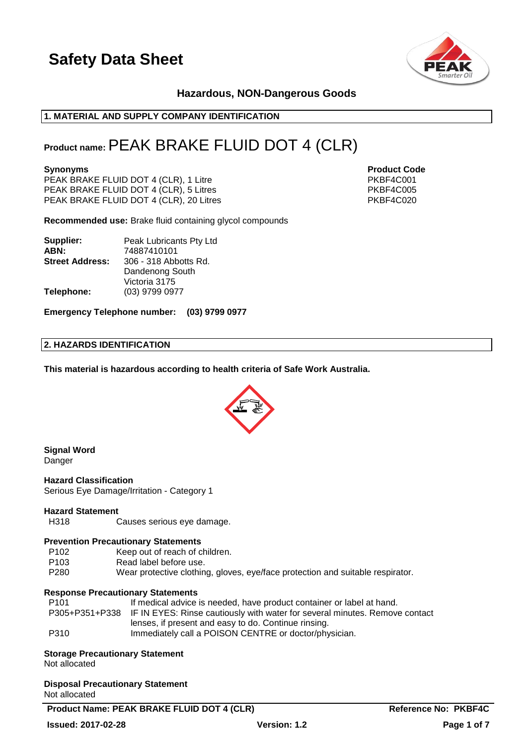# Safety Data Sheet

**Hazardous, NON-Dangerous Goods**

## 1. MATERIAL AND SUPPLY COMPANY IDENTIFICATION

**Product name:** PEAK BRAKE FLUID DOT 4 (CLR)

| **Synonyms** | **Product Code** |
|---|---|
| PEAK BRAKE FLUID DOT 4 (CLR), 1 Litre | PKBF4C001 |
| PEAK BRAKE FLUID DOT 4 (CLR), 5 Litres | PKBF4C005 |
| PEAK BRAKE FLUID DOT 4 (CLR), 20 Litres | PKBF4C020 |

**Recommended use:** Brake fluid containing glycol compounds

**Supplier:** Peak Lubricants Pty Ltd
**ABN:** 74887410101
**Street Address:** 306 - 318 Abbotts Rd.
Dandenong South
Victoria 3175
**Telephone:** (03) 9799 0977

**Emergency Telephone number: (03) 9799 0977**

## 2. HAZARDS IDENTIFICATION

**This material is hazardous according to health criteria of Safe Work Australia.**

**Signal Word**
Danger

**Hazard Classification**
Serious Eye Damage/Irritation - Category 1

**Hazard Statement**

| | |
|---|---|
| H318 | Causes serious eye damage. |

**Prevention Precautionary Statements**

| | |
|---|---|
| P102 | Keep out of reach of children. |
| P103 | Read label before use. |
| P280 | Wear protective clothing, gloves, eye/face protection and suitable respirator. |

**Response Precautionary Statements**

| | |
|---|---|
| P101 | If medical advice is needed, have product container or label at hand. |
| P305+P351+P338 | IF IN EYES: Rinse cautiously with water for several minutes. Remove contact lenses, if present and easy to do. Continue rinsing. |
| P310 | Immediately call a POISON CENTRE or doctor/physician. |

**Storage Precautionary Statement**
Not allocated

**Disposal Precautionary Statement**
Not allocated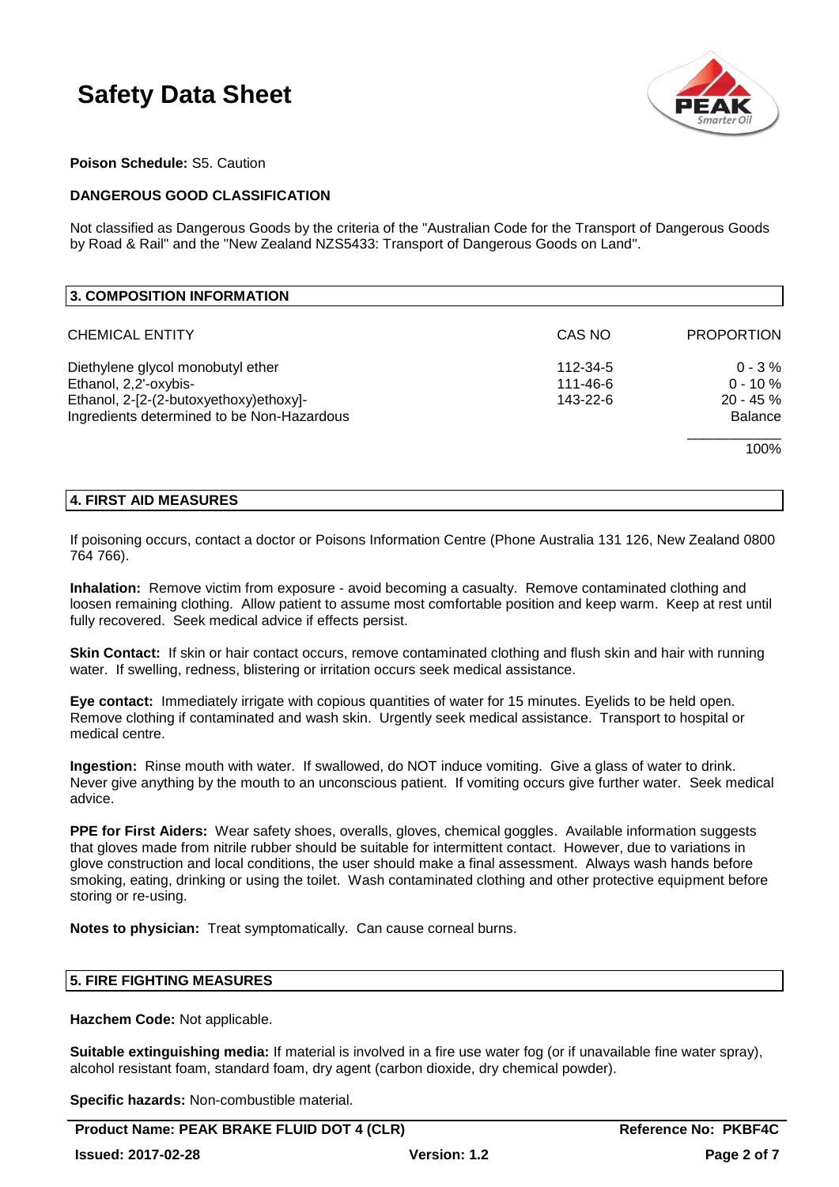**Poison Schedule:** S5. Caution

**DANGEROUS GOOD CLASSIFICATION**

Not classified as Dangerous Goods by the criteria of the "Australian Code for the Transport of Dangerous Goods by Road & Rail" and the "New Zealand NZS5433: Transport of Dangerous Goods on Land".

## 3. COMPOSITION INFORMATION

| CHEMICAL ENTITY | CAS NO | PROPORTION |
|---|---|---|
| Diethylene glycol monobutyl ether | 112-34-5 | 0 - 3 % |
| Ethanol, 2,2'-oxybis- | 111-46-6 | 0 - 10 % |
| Ethanol, 2-[2-(2-butoxyethoxy)ethoxy]- | 143-22-6 | 20 - 45 % |
| Ingredients determined to be Non-Hazardous | | Balance |
| | | 100% |

## 4. FIRST AID MEASURES

If poisoning occurs, contact a doctor or Poisons Information Centre (Phone Australia 131 126, New Zealand 0800 764 766).

**Inhalation:** Remove victim from exposure - avoid becoming a casualty. Remove contaminated clothing and loosen remaining clothing. Allow patient to assume most comfortable position and keep warm. Keep at rest until fully recovered. Seek medical advice if effects persist.

**Skin Contact:** If skin or hair contact occurs, remove contaminated clothing and flush skin and hair with running water. If swelling, redness, blistering or irritation occurs seek medical assistance.

**Eye contact:** Immediately irrigate with copious quantities of water for 15 minutes. Eyelids to be held open. Remove clothing if contaminated and wash skin. Urgently seek medical assistance. Transport to hospital or medical centre.

**Ingestion:** Rinse mouth with water. If swallowed, do NOT induce vomiting. Give a glass of water to drink. Never give anything by the mouth to an unconscious patient. If vomiting occurs give further water. Seek medical advice.

**PPE for First Aiders:** Wear safety shoes, overalls, gloves, chemical goggles. Available information suggests that gloves made from nitrile rubber should be suitable for intermittent contact. However, due to variations in glove construction and local conditions, the user should make a final assessment. Always wash hands before smoking, eating, drinking or using the toilet. Wash contaminated clothing and other protective equipment before storing or re-using.

**Notes to physician:** Treat symptomatically. Can cause corneal burns.

## 5. FIRE FIGHTING MEASURES

**Hazchem Code:** Not applicable.

**Suitable extinguishing media:** If material is involved in a fire use water fog (or if unavailable fine water spray), alcohol resistant foam, standard foam, dry agent (carbon dioxide, dry chemical powder).

**Specific hazards:** Non-combustible material.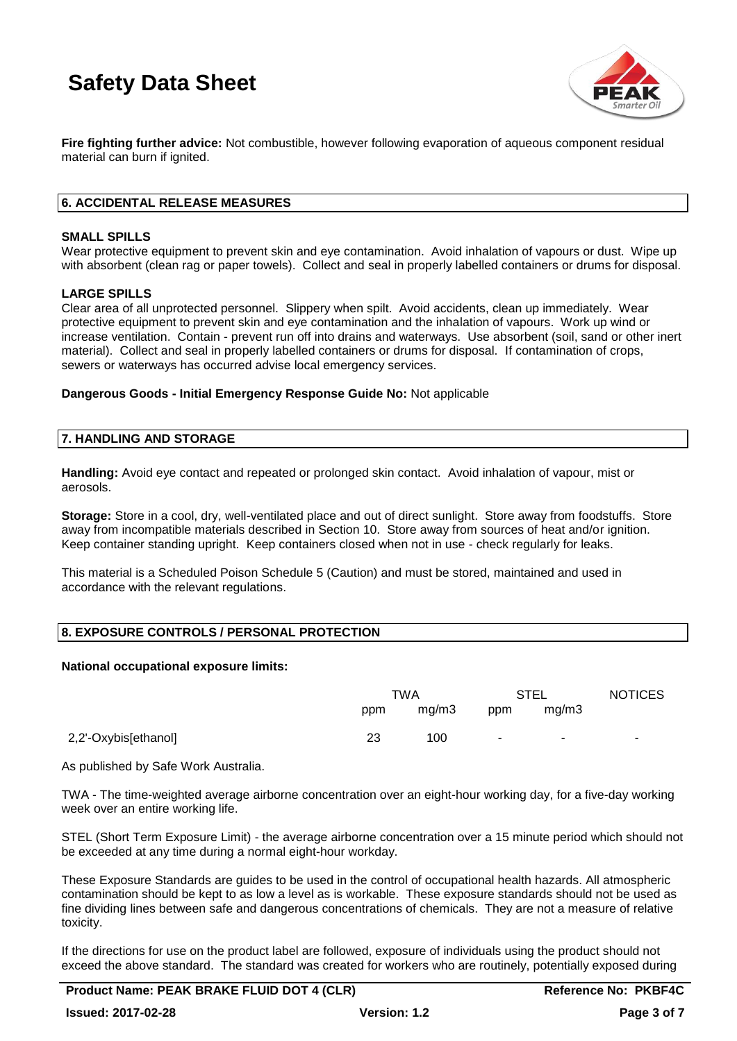**Fire fighting further advice:** Not combustible, however following evaporation of aqueous component residual material can burn if ignited.

## 6. ACCIDENTAL RELEASE MEASURES

**SMALL SPILLS**

Wear protective equipment to prevent skin and eye contamination. Avoid inhalation of vapours or dust. Wipe up with absorbent (clean rag or paper towels). Collect and seal in properly labelled containers or drums for disposal.

**LARGE SPILLS**

Clear area of all unprotected personnel. Slippery when spilt. Avoid accidents, clean up immediately. Wear protective equipment to prevent skin and eye contamination and the inhalation of vapours. Work up wind or increase ventilation. Contain - prevent run off into drains and waterways. Use absorbent (soil, sand or other inert material). Collect and seal in properly labelled containers or drums for disposal. If contamination of crops, sewers or waterways has occurred advise local emergency services.

**Dangerous Goods - Initial Emergency Response Guide No:** Not applicable

## 7. HANDLING AND STORAGE

**Handling:** Avoid eye contact and repeated or prolonged skin contact. Avoid inhalation of vapour, mist or aerosols.

**Storage:** Store in a cool, dry, well-ventilated place and out of direct sunlight. Store away from foodstuffs. Store away from incompatible materials described in Section 10. Store away from sources of heat and/or ignition. Keep container standing upright. Keep containers closed when not in use - check regularly for leaks.

This material is a Scheduled Poison Schedule 5 (Caution) and must be stored, maintained and used in accordance with the relevant regulations.

## 8. EXPOSURE CONTROLS / PERSONAL PROTECTION

**National occupational exposure limits:**

| | TWA | | STEL | | NOTICES |
|---|---|---|---|---|---|
| | ppm | mg/m3 | ppm | mg/m3 | |
| 2,2'-Oxybis[ethanol] | 23 | 100 | - | - | - |

As published by Safe Work Australia.

TWA - The time-weighted average airborne concentration over an eight-hour working day, for a five-day working week over an entire working life.

STEL (Short Term Exposure Limit) - the average airborne concentration over a 15 minute period which should not be exceeded at any time during a normal eight-hour workday.

These Exposure Standards are guides to be used in the control of occupational health hazards. All atmospheric contamination should be kept to as low a level as is workable. These exposure standards should not be used as fine dividing lines between safe and dangerous concentrations of chemicals. They are not a measure of relative toxicity.

If the directions for use on the product label are followed, exposure of individuals using the product should not exceed the above standard. The standard was created for workers who are routinely, potentially exposed during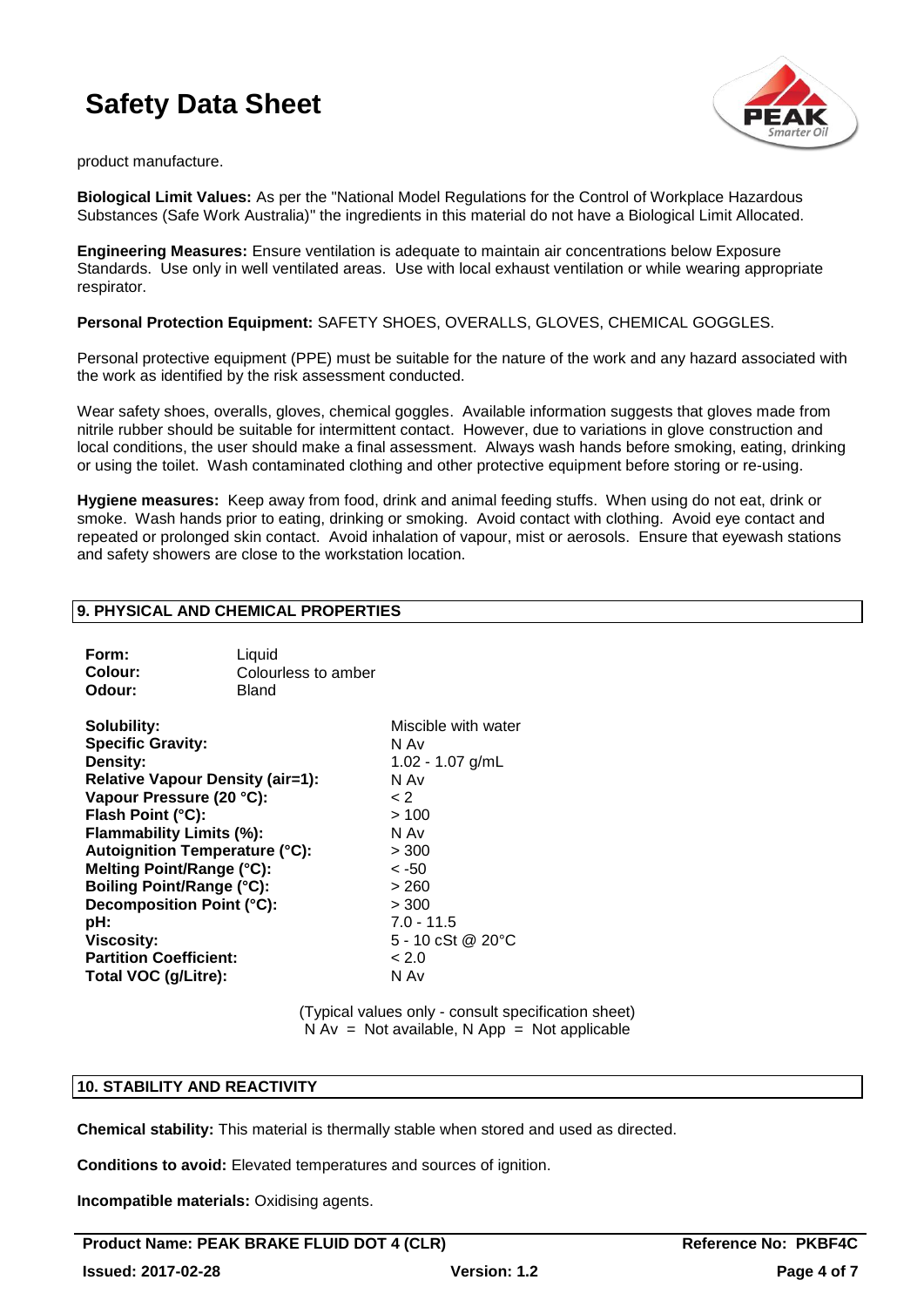product manufacture.

**Biological Limit Values:** As per the "National Model Regulations for the Control of Workplace Hazardous Substances (Safe Work Australia)" the ingredients in this material do not have a Biological Limit Allocated.

**Engineering Measures:** Ensure ventilation is adequate to maintain air concentrations below Exposure Standards. Use only in well ventilated areas. Use with local exhaust ventilation or while wearing appropriate respirator.

**Personal Protection Equipment:** SAFETY SHOES, OVERALLS, GLOVES, CHEMICAL GOGGLES.

Personal protective equipment (PPE) must be suitable for the nature of the work and any hazard associated with the work as identified by the risk assessment conducted.

Wear safety shoes, overalls, gloves, chemical goggles. Available information suggests that gloves made from nitrile rubber should be suitable for intermittent contact. However, due to variations in glove construction and local conditions, the user should make a final assessment. Always wash hands before smoking, eating, drinking or using the toilet. Wash contaminated clothing and other protective equipment before storing or re-using.

**Hygiene measures:** Keep away from food, drink and animal feeding stuffs. When using do not eat, drink or smoke. Wash hands prior to eating, drinking or smoking. Avoid contact with clothing. Avoid eye contact and repeated or prolonged skin contact. Avoid inhalation of vapour, mist or aerosols. Ensure that eyewash stations and safety showers are close to the workstation location.

## 9. PHYSICAL AND CHEMICAL PROPERTIES

**Form:** Liquid
**Colour:** Colourless to amber
**Odour:** Bland

| | |
|---|---|
| **Solubility:** | Miscible with water |
| **Specific Gravity:** | N Av |
| **Density:** | 1.02 - 1.07 g/mL |
| **Relative Vapour Density (air=1):** | N Av |
| **Vapour Pressure (20 °C):** | < 2 |
| **Flash Point (°C):** | > 100 |
| **Flammability Limits (%):** | N Av |
| **Autoignition Temperature (°C):** | > 300 |
| **Melting Point/Range (°C):** | < -50 |
| **Boiling Point/Range (°C):** | > 260 |
| **Decomposition Point (°C):** | > 300 |
| **pH:** | 7.0 - 11.5 |
| **Viscosity:** | 5 - 10 cSt @ 20°C |
| **Partition Coefficient:** | < 2.0 |
| **Total VOC (g/Litre):** | N Av |

(Typical values only - consult specification sheet)
N Av = Not available, N App = Not applicable

## 10. STABILITY AND REACTIVITY

**Chemical stability:** This material is thermally stable when stored and used as directed.

**Conditions to avoid:** Elevated temperatures and sources of ignition.

**Incompatible materials:** Oxidising agents.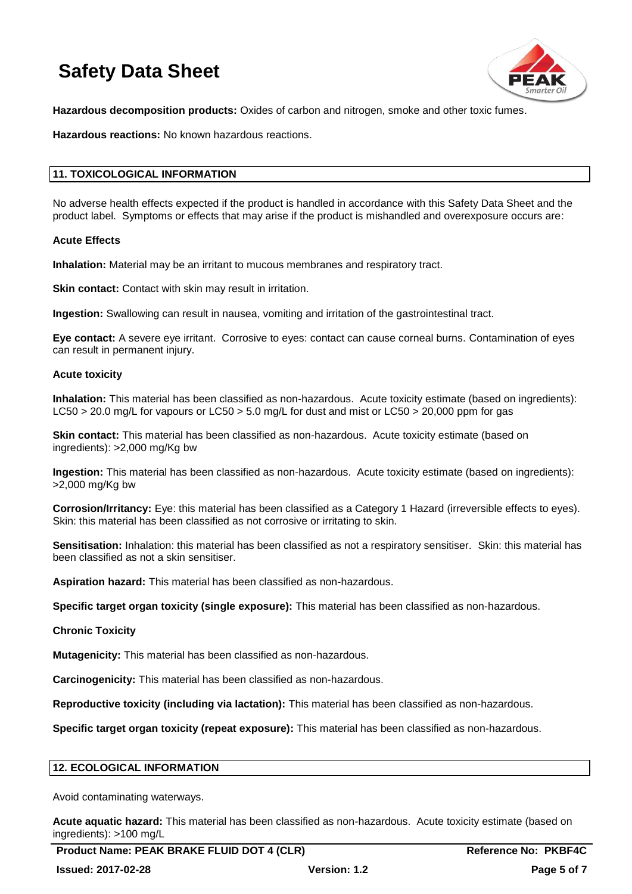**Hazardous decomposition products:** Oxides of carbon and nitrogen, smoke and other toxic fumes.

**Hazardous reactions:** No known hazardous reactions.

## 11. TOXICOLOGICAL INFORMATION

No adverse health effects expected if the product is handled in accordance with this Safety Data Sheet and the product label. Symptoms or effects that may arise if the product is mishandled and overexposure occurs are:

### Acute Effects

**Inhalation:** Material may be an irritant to mucous membranes and respiratory tract.

**Skin contact:** Contact with skin may result in irritation.

**Ingestion:** Swallowing can result in nausea, vomiting and irritation of the gastrointestinal tract.

**Eye contact:** A severe eye irritant. Corrosive to eyes: contact can cause corneal burns. Contamination of eyes can result in permanent injury.

### Acute toxicity

**Inhalation:** This material has been classified as non-hazardous. Acute toxicity estimate (based on ingredients): LC50 > 20.0 mg/L for vapours or LC50 > 5.0 mg/L for dust and mist or LC50 > 20,000 ppm for gas

**Skin contact:** This material has been classified as non-hazardous. Acute toxicity estimate (based on ingredients): >2,000 mg/Kg bw

**Ingestion:** This material has been classified as non-hazardous. Acute toxicity estimate (based on ingredients): >2,000 mg/Kg bw

**Corrosion/Irritancy:** Eye: this material has been classified as a Category 1 Hazard (irreversible effects to eyes). Skin: this material has been classified as not corrosive or irritating to skin.

**Sensitisation:** Inhalation: this material has been classified as not a respiratory sensitiser. Skin: this material has been classified as not a skin sensitiser.

**Aspiration hazard:** This material has been classified as non-hazardous.

**Specific target organ toxicity (single exposure):** This material has been classified as non-hazardous.

### Chronic Toxicity

**Mutagenicity:** This material has been classified as non-hazardous.

**Carcinogenicity:** This material has been classified as non-hazardous.

**Reproductive toxicity (including via lactation):** This material has been classified as non-hazardous.

**Specific target organ toxicity (repeat exposure):** This material has been classified as non-hazardous.

## 12. ECOLOGICAL INFORMATION

Avoid contaminating waterways.

**Acute aquatic hazard:** This material has been classified as non-hazardous. Acute toxicity estimate (based on ingredients): >100 mg/L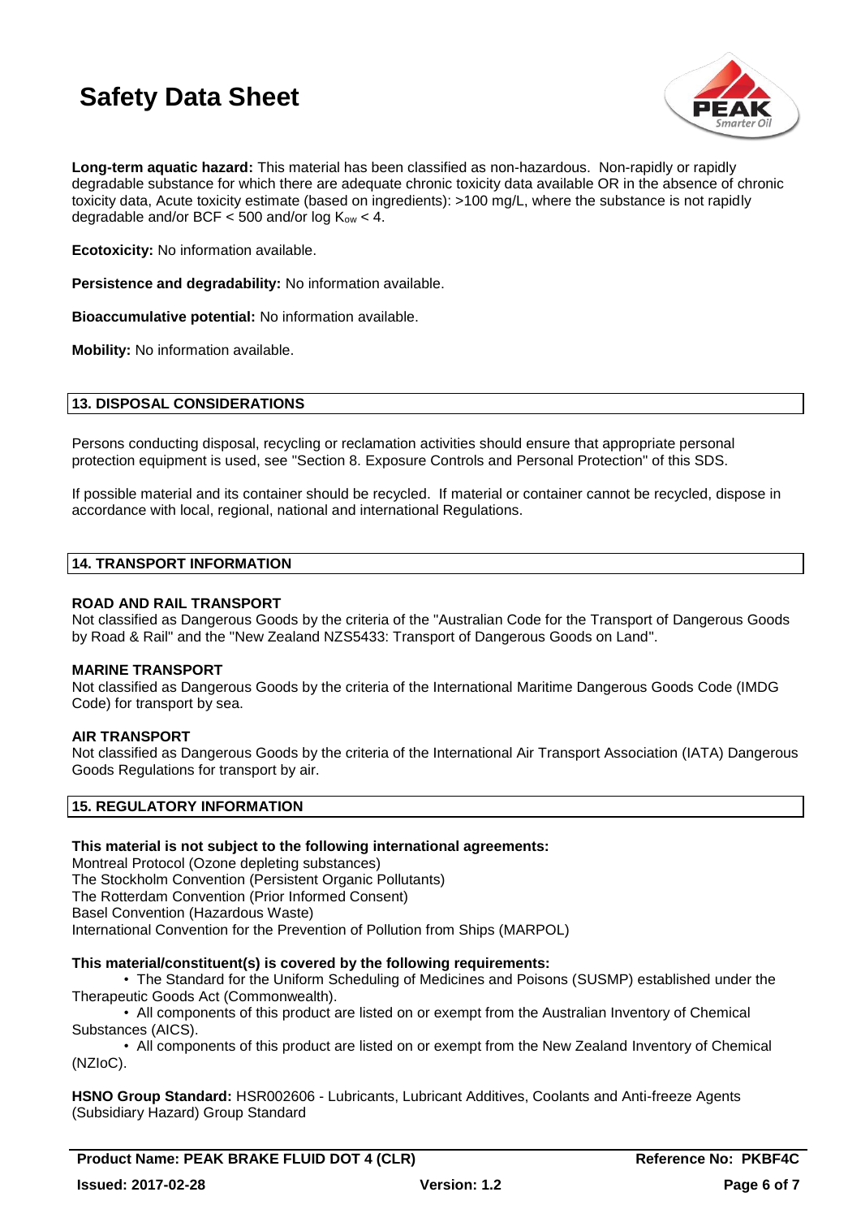**Long-term aquatic hazard:** This material has been classified as non-hazardous. Non-rapidly or rapidly degradable substance for which there are adequate chronic toxicity data available OR in the absence of chronic toxicity data, Acute toxicity estimate (based on ingredients): >100 mg/L, where the substance is not rapidly degradable and/or BCF < 500 and/or log $K_{ow}$ < 4.

**Ecotoxicity:** No information available.

**Persistence and degradability:** No information available.

**Bioaccumulative potential:** No information available.

**Mobility:** No information available.

## 13. DISPOSAL CONSIDERATIONS

Persons conducting disposal, recycling or reclamation activities should ensure that appropriate personal protection equipment is used, see "Section 8. Exposure Controls and Personal Protection" of this SDS.

If possible material and its container should be recycled. If material or container cannot be recycled, dispose in accordance with local, regional, national and international Regulations.

## 14. TRANSPORT INFORMATION

**ROAD AND RAIL TRANSPORT**
Not classified as Dangerous Goods by the criteria of the "Australian Code for the Transport of Dangerous Goods by Road & Rail" and the "New Zealand NZS5433: Transport of Dangerous Goods on Land".

**MARINE TRANSPORT**
Not classified as Dangerous Goods by the criteria of the International Maritime Dangerous Goods Code (IMDG Code) for transport by sea.

**AIR TRANSPORT**
Not classified as Dangerous Goods by the criteria of the International Air Transport Association (IATA) Dangerous Goods Regulations for transport by air.

## 15. REGULATORY INFORMATION

**This material is not subject to the following international agreements:**
Montreal Protocol (Ozone depleting substances)
The Stockholm Convention (Persistent Organic Pollutants)
The Rotterdam Convention (Prior Informed Consent)
Basel Convention (Hazardous Waste)
International Convention for the Prevention of Pollution from Ships (MARPOL)

**This material/constituent(s) is covered by the following requirements:**

- The Standard for the Uniform Scheduling of Medicines and Poisons (SUSMP) established under the Therapeutic Goods Act (Commonwealth).
- All components of this product are listed on or exempt from the Australian Inventory of Chemical Substances (AICS).
- All components of this product are listed on or exempt from the New Zealand Inventory of Chemical (NZIoC).

**HSNO Group Standard:** HSR002606 - Lubricants, Lubricant Additives, Coolants and Anti-freeze Agents (Subsidiary Hazard) Group Standard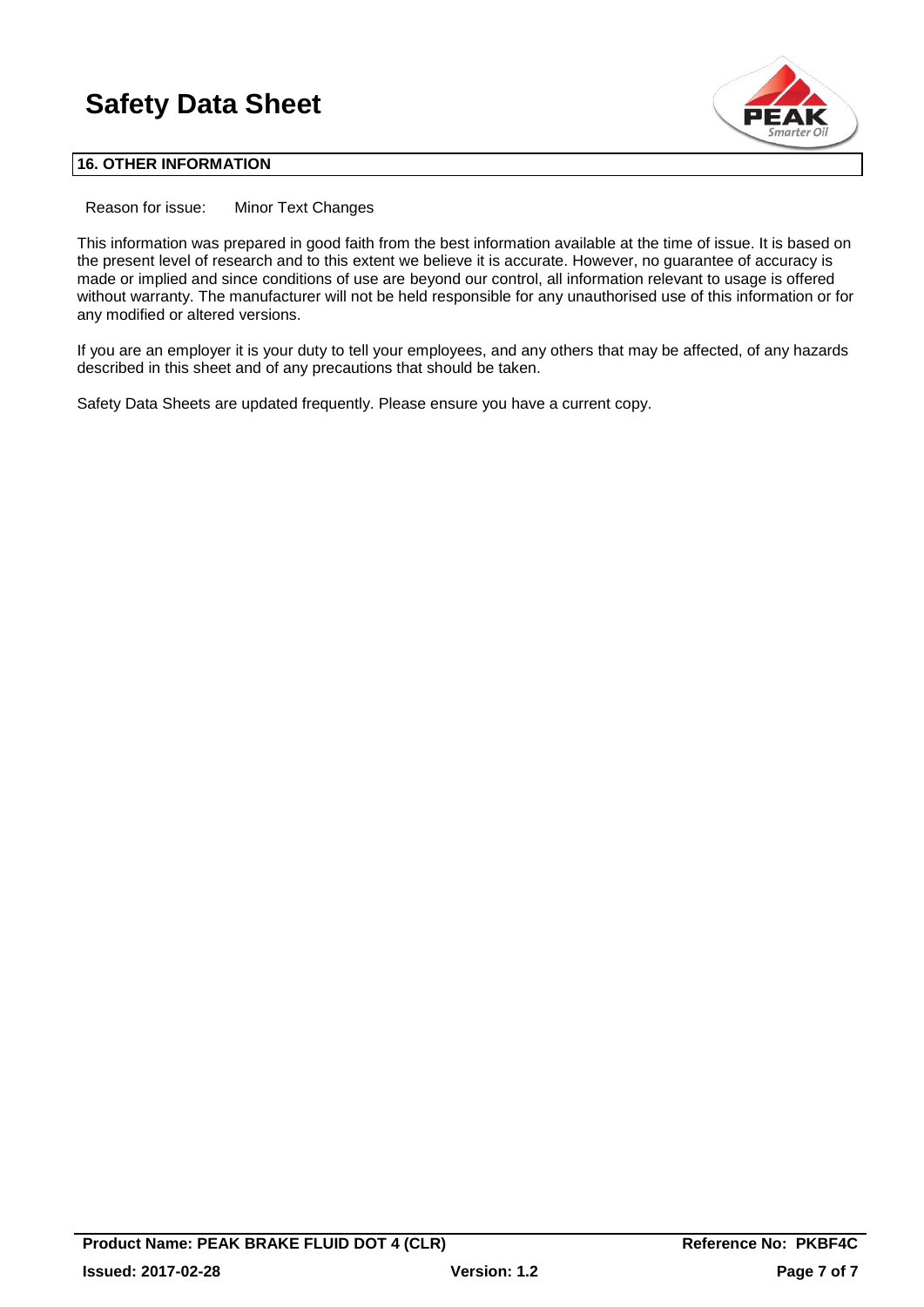## 16. OTHER INFORMATION

Reason for issue: Minor Text Changes

This information was prepared in good faith from the best information available at the time of issue. It is based on the present level of research and to this extent we believe it is accurate. However, no guarantee of accuracy is made or implied and since conditions of use are beyond our control, all information relevant to usage is offered without warranty. The manufacturer will not be held responsible for any unauthorised use of this information or for any modified or altered versions.

If you are an employer it is your duty to tell your employees, and any others that may be affected, of any hazards described in this sheet and of any precautions that should be taken.

Safety Data Sheets are updated frequently. Please ensure you have a current copy.